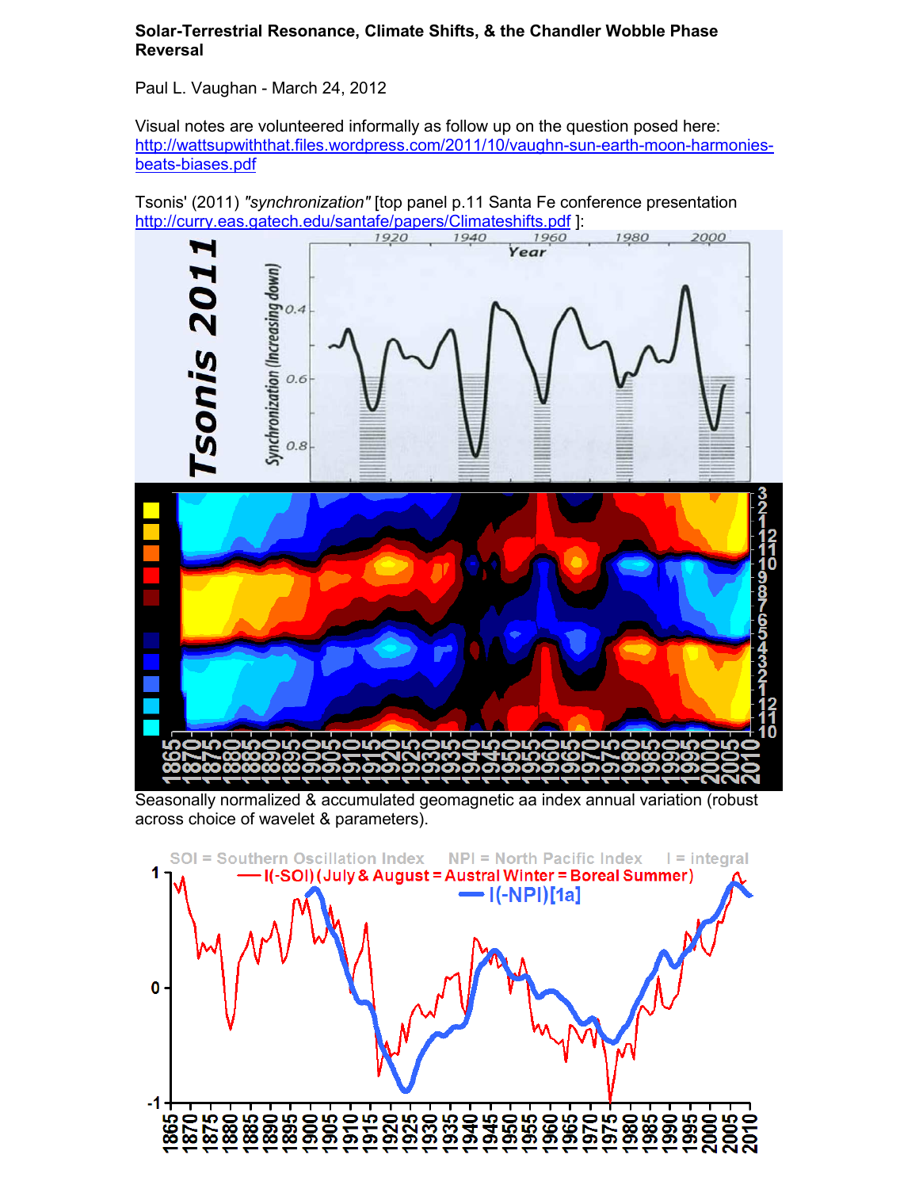**Solar-Terrestrial Resonance, Climate Shifts, & the Chandler Wobble Phase Reversal**

Paul L. Vaughan - March 24, 2012

Visual notes are volunteered informally as follow up on the question posed here:
http://wattsupwiththat.files.wordpress.com/2011/10/vaughn-sun-earth-moon-harmonies-beats-biases.pdf

Tsonis' (2011) *"synchronization"* [top panel p.11 Santa Fe conference presentation http://curry.eas.gatech.edu/santafe/papers/Climateshifts.pdf ]:

Seasonally normalized & accumulated geomagnetic aa index annual variation (robust across choice of wavelet & parameters).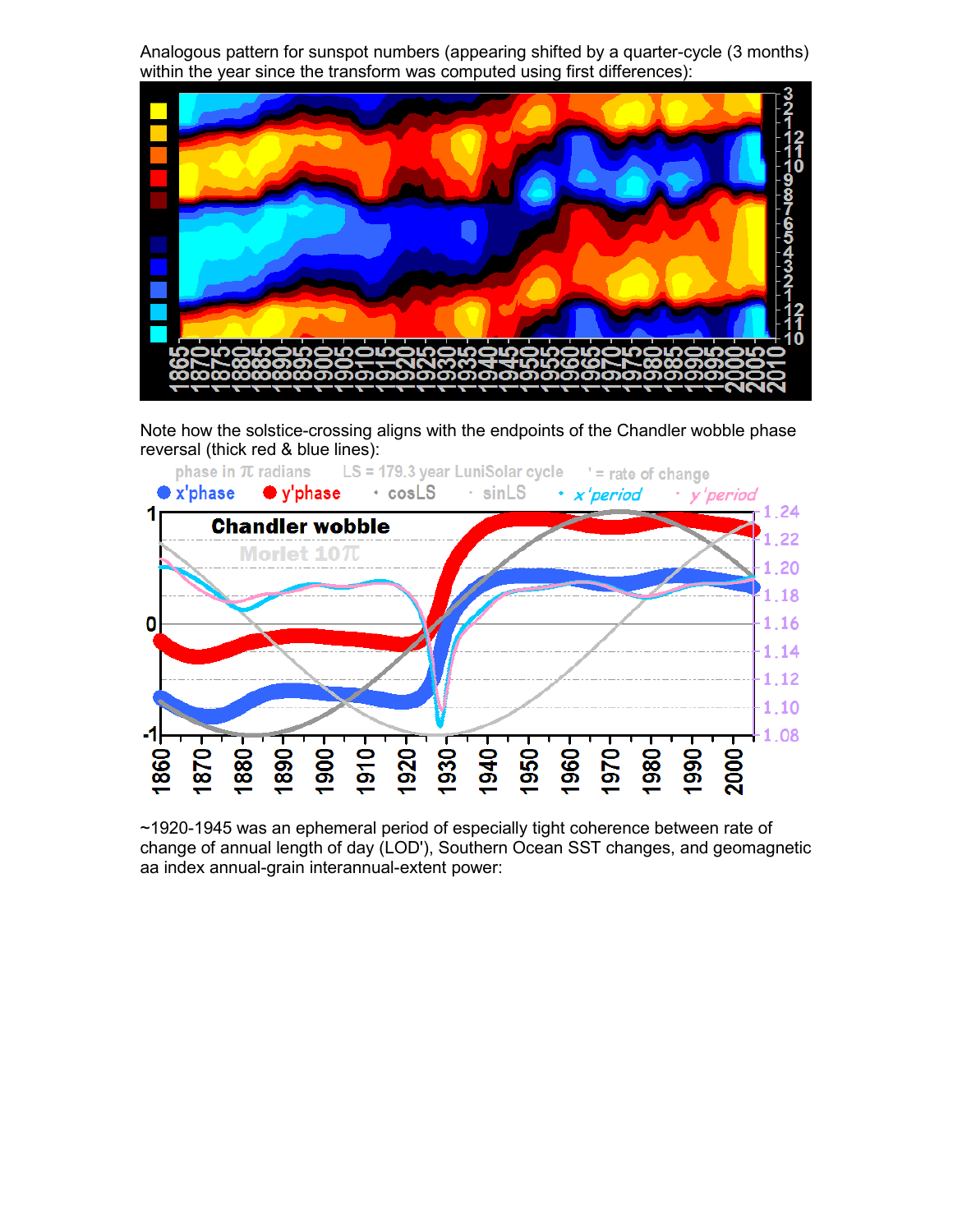Analogous pattern for sunspot numbers (appearing shifted by a quarter-cycle (3 months) within the year since the transform was computed using first differences):

Note how the solstice-crossing aligns with the endpoints of the Chandler wobble phase reversal (thick red & blue lines):

~1920-1945 was an ephemeral period of especially tight coherence between rate of change of annual length of day (LOD'), Southern Ocean SST changes, and geomagnetic aa index annual-grain interannual-extent power: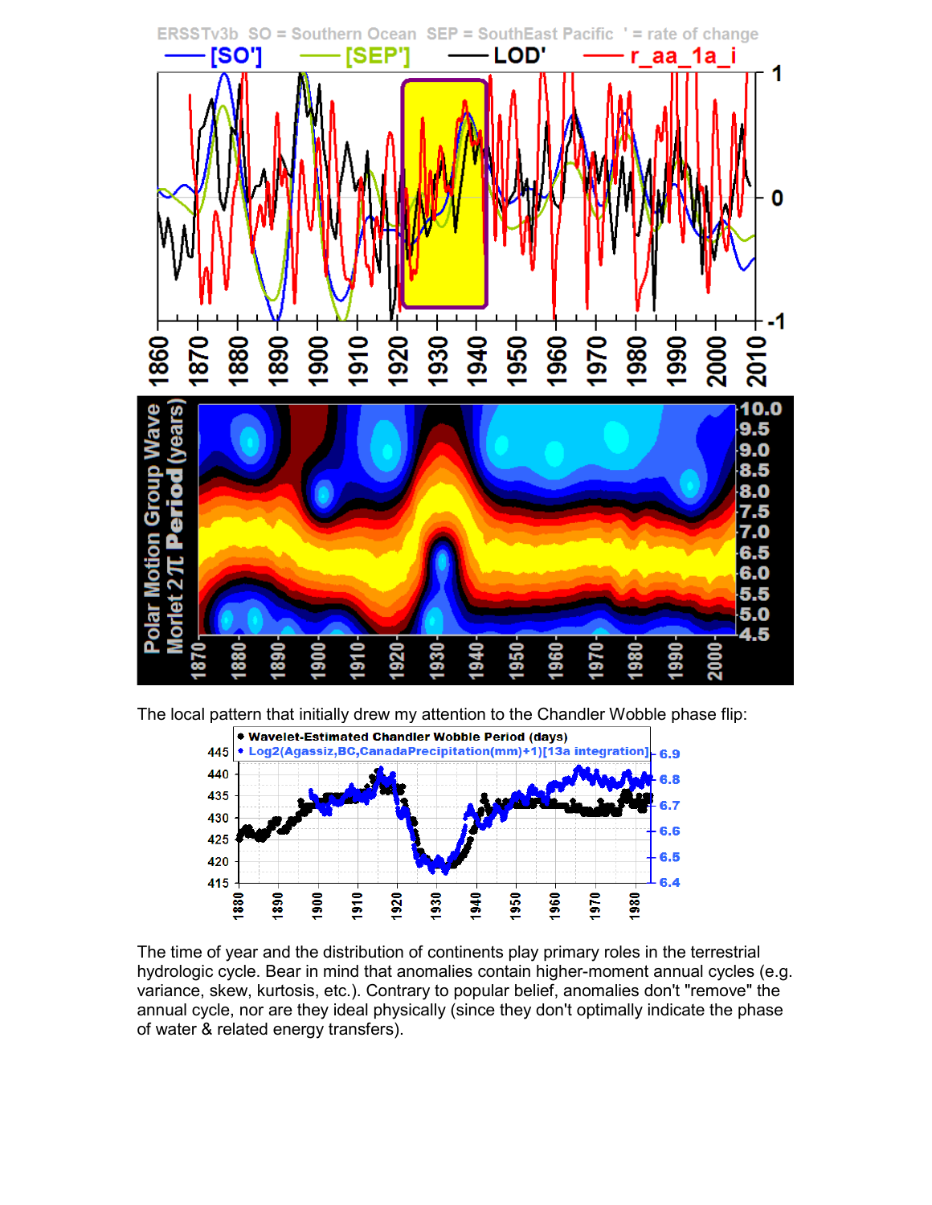The local pattern that initially drew my attention to the Chandler Wobble phase flip:

The time of year and the distribution of continents play primary roles in the terrestrial hydrologic cycle. Bear in mind that anomalies contain higher-moment annual cycles (e.g. variance, skew, kurtosis, etc.). Contrary to popular belief, anomalies don't "remove" the annual cycle, nor are they ideal physically (since they don't optimally indicate the phase of water & related energy transfers).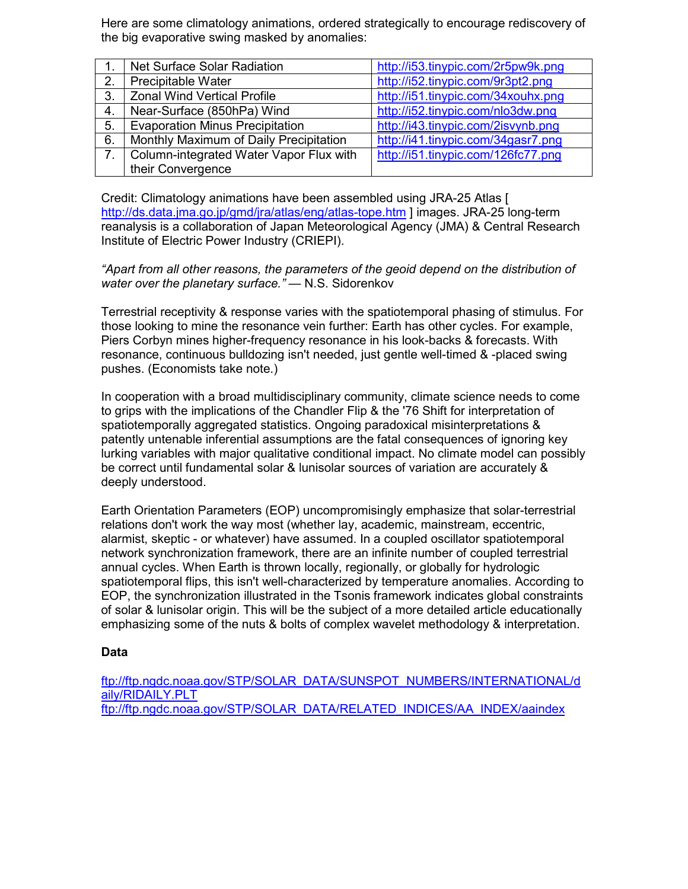Here are some climatology animations, ordered strategically to encourage rediscovery of the big evaporative swing masked by anomalies:

| | | |
|---|---|---|
| 1. | Net Surface Solar Radiation | http://i53.tinypic.com/2r5pw9k.png |
| 2. | Precipitable Water | http://i52.tinypic.com/9r3pt2.png |
| 3. | Zonal Wind Vertical Profile | http://i51.tinypic.com/34xouhx.png |
| 4. | Near-Surface (850hPa) Wind | http://i52.tinypic.com/nlo3dw.png |
| 5. | Evaporation Minus Precipitation | http://i43.tinypic.com/2isvynb.png |
| 6. | Monthly Maximum of Daily Precipitation | http://i41.tinypic.com/34gasr7.png |
| 7. | Column-integrated Water Vapor Flux with their Convergence | http://i51.tinypic.com/126fc77.png |

Credit: Climatology animations have been assembled using JRA-25 Atlas [ http://ds.data.jma.go.jp/gmd/jra/atlas/eng/atlas-tope.htm ] images. JRA-25 long-term reanalysis is a collaboration of Japan Meteorological Agency (JMA) & Central Research Institute of Electric Power Industry (CRIEPI).

*"Apart from all other reasons, the parameters of the geoid depend on the distribution of water over the planetary surface."* — N.S. Sidorenkov

Terrestrial receptivity & response varies with the spatiotemporal phasing of stimulus. For those looking to mine the resonance vein further: Earth has other cycles. For example, Piers Corbyn mines higher-frequency resonance in his look-backs & forecasts. With resonance, continuous bulldozing isn't needed, just gentle well-timed & -placed swing pushes. (Economists take note.)

In cooperation with a broad multidisciplinary community, climate science needs to come to grips with the implications of the Chandler Flip & the '76 Shift for interpretation of spatiotemporally aggregated statistics. Ongoing paradoxical misinterpretations & patently untenable inferential assumptions are the fatal consequences of ignoring key lurking variables with major qualitative conditional impact. No climate model can possibly be correct until fundamental solar & lunisolar sources of variation are accurately & deeply understood.

Earth Orientation Parameters (EOP) uncompromisingly emphasize that solar-terrestrial relations don't work the way most (whether lay, academic, mainstream, eccentric, alarmist, skeptic - or whatever) have assumed. In a coupled oscillator spatiotemporal network synchronization framework, there are an infinite number of coupled terrestrial annual cycles. When Earth is thrown locally, regionally, or globally for hydrologic spatiotemporal flips, this isn't well-characterized by temperature anomalies. According to EOP, the synchronization illustrated in the Tsonis framework indicates global constraints of solar & lunisolar origin. This will be the subject of a more detailed article educationally emphasizing some of the nuts & bolts of complex wavelet methodology & interpretation.

**Data**

ftp://ftp.ngdc.noaa.gov/STP/SOLAR_DATA/SUNSPOT_NUMBERS/INTERNATIONAL/daily/RIDAILY.PLT
ftp://ftp.ngdc.noaa.gov/STP/SOLAR_DATA/RELATED_INDICES/AA_INDEX/aaindex